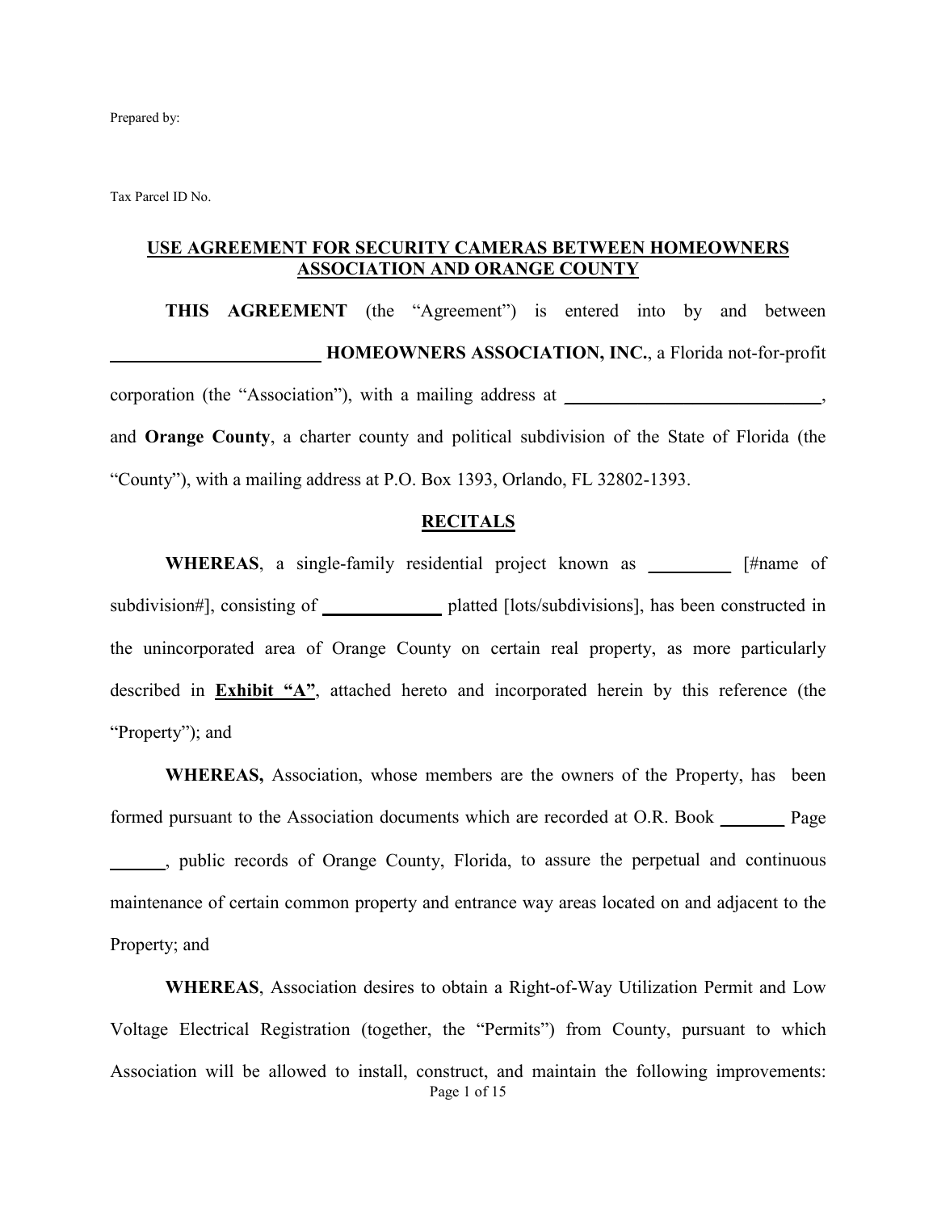Prepared by:

Tax Parcel ID No.

## USE AGREEMENT FOR SECURITY CAMERAS BETWEEN HOMEOWNERS ASSOCIATION AND ORANGE COUNTY

**THIS AGREEMENT** (the "Agreement") is entered into by and between ________________________ **HOMEOWNERS ASSOCIATION, INC.**, a Florida not-for-profit corporation (the "Association"), with a mailing address at ______________________________, and **Orange County**, a charter county and political subdivision of the State of Florida (the "County"), with a mailing address at P.O. Box 1393, Orlando, FL 32802-1393.

## RECITALS

**WHEREAS**, a single-family residential project known as _________ [#name of subdivision#], consisting of _____________ platted [lots/subdivisions], has been constructed in the unincorporated area of Orange County on certain real property, as more particularly described in **Exhibit "A"**, attached hereto and incorporated herein by this reference (the "Property"); and

**WHEREAS,** Association, whose members are the owners of the Property, has been formed pursuant to the Association documents which are recorded at O.R. Book _______ Page ______, public records of Orange County, Florida, to assure the perpetual and continuous maintenance of certain common property and entrance way areas located on and adjacent to the Property; and

**WHEREAS**, Association desires to obtain a Right-of-Way Utilization Permit and Low Voltage Electrical Registration (together, the "Permits") from County, pursuant to which Association will be allowed to install, construct, and maintain the following improvements: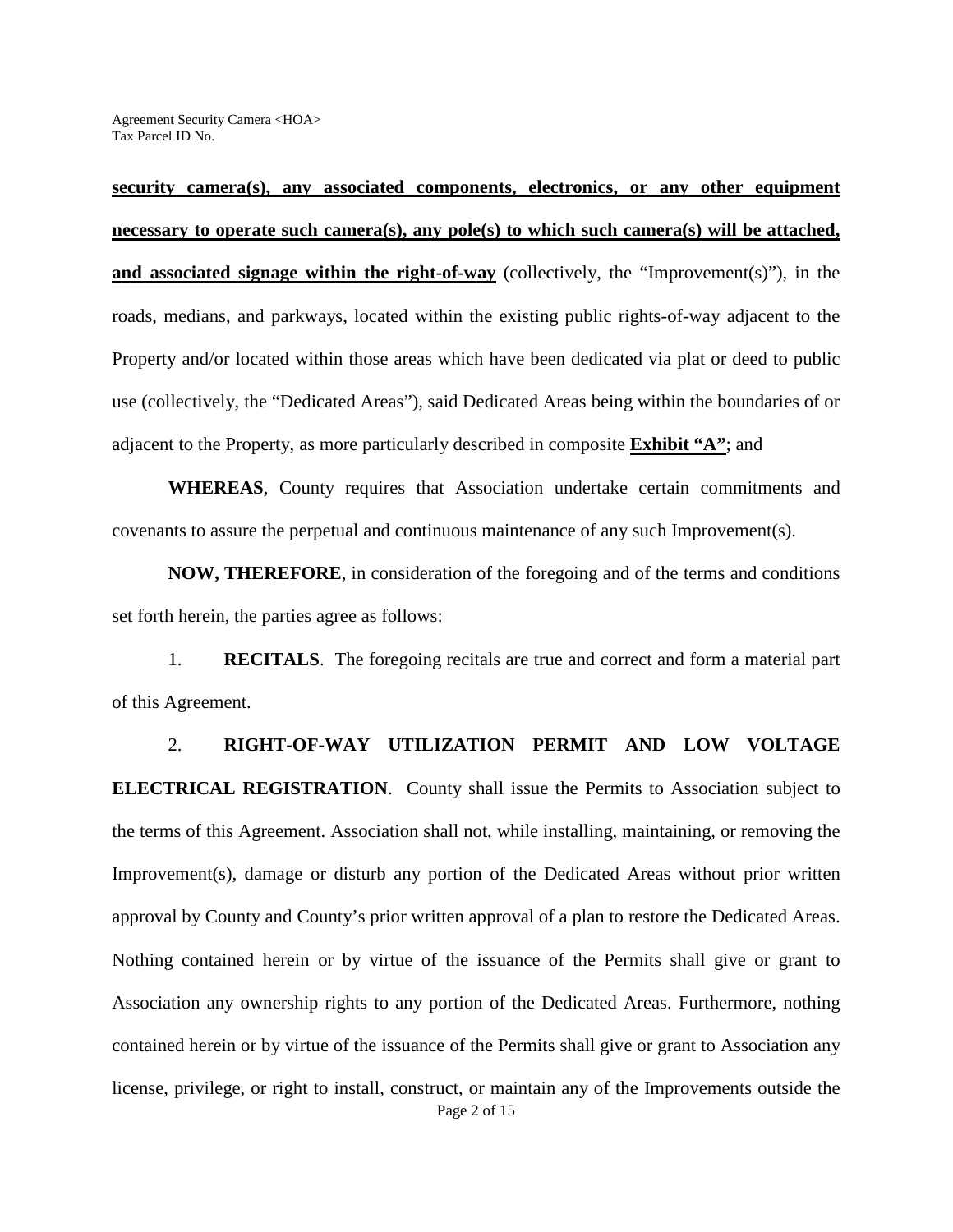**security camera(s), any associated components, electronics, or any other equipment necessary to operate such camera(s), any pole(s) to which such camera(s) will be attached, and associated signage within the right-of-way** (collectively, the "Improvement(s)"), in the roads, medians, and parkways, located within the existing public rights-of-way adjacent to the Property and/or located within those areas which have been dedicated via plat or deed to public use (collectively, the "Dedicated Areas"), said Dedicated Areas being within the boundaries of or adjacent to the Property, as more particularly described in composite **Exhibit "A"**; and

**WHEREAS**, County requires that Association undertake certain commitments and covenants to assure the perpetual and continuous maintenance of any such Improvement(s).

**NOW, THEREFORE**, in consideration of the foregoing and of the terms and conditions set forth herein, the parties agree as follows:

1. **RECITALS**. The foregoing recitals are true and correct and form a material part of this Agreement.

2. **RIGHT-OF-WAY UTILIZATION PERMIT AND LOW VOLTAGE ELECTRICAL REGISTRATION**. County shall issue the Permits to Association subject to the terms of this Agreement. Association shall not, while installing, maintaining, or removing the Improvement(s), damage or disturb any portion of the Dedicated Areas without prior written approval by County and County's prior written approval of a plan to restore the Dedicated Areas. Nothing contained herein or by virtue of the issuance of the Permits shall give or grant to Association any ownership rights to any portion of the Dedicated Areas. Furthermore, nothing contained herein or by virtue of the issuance of the Permits shall give or grant to Association any license, privilege, or right to install, construct, or maintain any of the Improvements outside the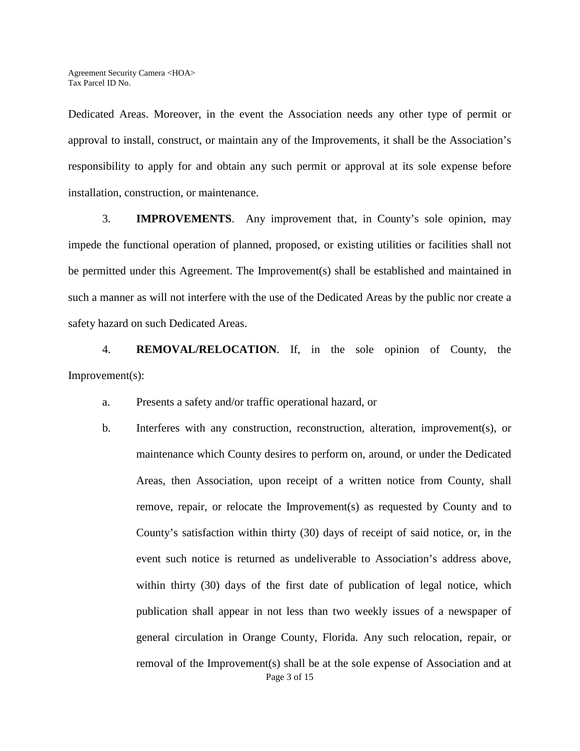Dedicated Areas. Moreover, in the event the Association needs any other type of permit or approval to install, construct, or maintain any of the Improvements, it shall be the Association's responsibility to apply for and obtain any such permit or approval at its sole expense before installation, construction, or maintenance.

3. **IMPROVEMENTS**. Any improvement that, in County's sole opinion, may impede the functional operation of planned, proposed, or existing utilities or facilities shall not be permitted under this Agreement. The Improvement(s) shall be established and maintained in such a manner as will not interfere with the use of the Dedicated Areas by the public nor create a safety hazard on such Dedicated Areas.

4. **REMOVAL/RELOCATION**. If, in the sole opinion of County, the Improvement(s):

a. Presents a safety and/or traffic operational hazard, or

b. Interferes with any construction, reconstruction, alteration, improvement(s), or maintenance which County desires to perform on, around, or under the Dedicated Areas, then Association, upon receipt of a written notice from County, shall remove, repair, or relocate the Improvement(s) as requested by County and to County's satisfaction within thirty (30) days of receipt of said notice, or, in the event such notice is returned as undeliverable to Association's address above, within thirty (30) days of the first date of publication of legal notice, which publication shall appear in not less than two weekly issues of a newspaper of general circulation in Orange County, Florida. Any such relocation, repair, or removal of the Improvement(s) shall be at the sole expense of Association and at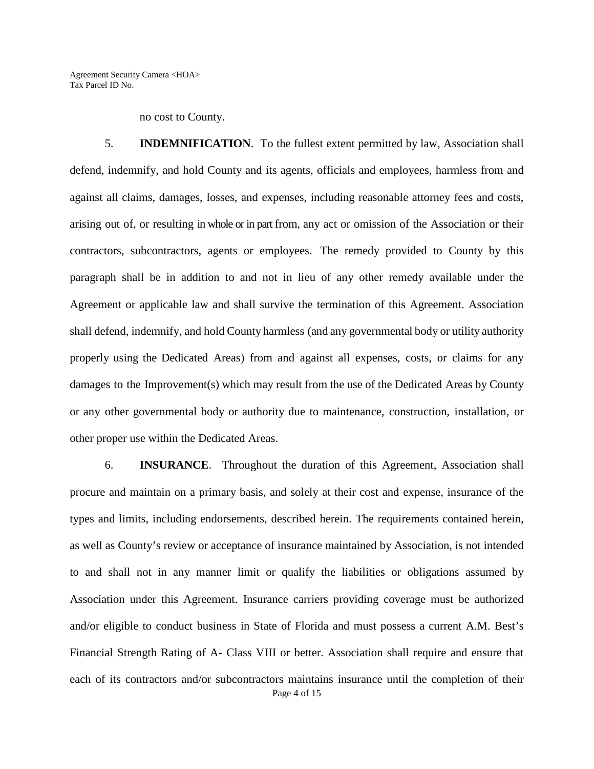no cost to County.

5. **INDEMNIFICATION**. To the fullest extent permitted by law, Association shall defend, indemnify, and hold County and its agents, officials and employees, harmless from and against all claims, damages, losses, and expenses, including reasonable attorney fees and costs, arising out of, or resulting in whole or in part from, any act or omission of the Association or their contractors, subcontractors, agents or employees. The remedy provided to County by this paragraph shall be in addition to and not in lieu of any other remedy available under the Agreement or applicable law and shall survive the termination of this Agreement. Association shall defend, indemnify, and hold County harmless (and any governmental body or utility authority properly using the Dedicated Areas) from and against all expenses, costs, or claims for any damages to the Improvement(s) which may result from the use of the Dedicated Areas by County or any other governmental body or authority due to maintenance, construction, installation, or other proper use within the Dedicated Areas.

6. **INSURANCE**. Throughout the duration of this Agreement, Association shall procure and maintain on a primary basis, and solely at their cost and expense, insurance of the types and limits, including endorsements, described herein. The requirements contained herein, as well as County's review or acceptance of insurance maintained by Association, is not intended to and shall not in any manner limit or qualify the liabilities or obligations assumed by Association under this Agreement. Insurance carriers providing coverage must be authorized and/or eligible to conduct business in State of Florida and must possess a current A.M. Best's Financial Strength Rating of A- Class VIII or better. Association shall require and ensure that each of its contractors and/or subcontractors maintains insurance until the completion of their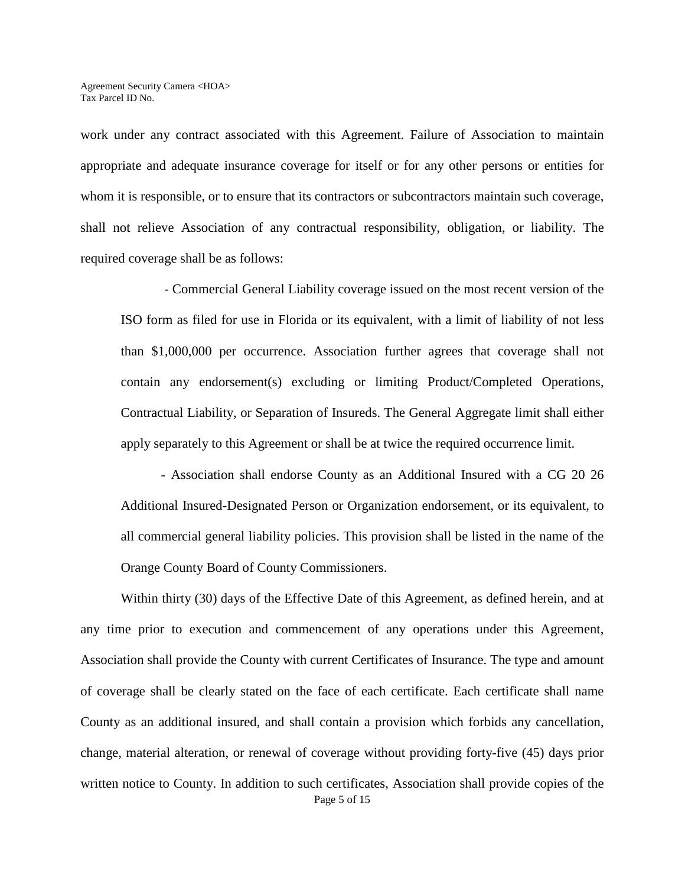work under any contract associated with this Agreement. Failure of Association to maintain appropriate and adequate insurance coverage for itself or for any other persons or entities for whom it is responsible, or to ensure that its contractors or subcontractors maintain such coverage, shall not relieve Association of any contractual responsibility, obligation, or liability. The required coverage shall be as follows:

- Commercial General Liability coverage issued on the most recent version of the ISO form as filed for use in Florida or its equivalent, with a limit of liability of not less than $1,000,000 per occurrence. Association further agrees that coverage shall not contain any endorsement(s) excluding or limiting Product/Completed Operations, Contractual Liability, or Separation of Insureds. The General Aggregate limit shall either apply separately to this Agreement or shall be at twice the required occurrence limit.

- Association shall endorse County as an Additional Insured with a CG 20 26 Additional Insured-Designated Person or Organization endorsement, or its equivalent, to all commercial general liability policies. This provision shall be listed in the name of the Orange County Board of County Commissioners.

Within thirty (30) days of the Effective Date of this Agreement, as defined herein, and at any time prior to execution and commencement of any operations under this Agreement, Association shall provide the County with current Certificates of Insurance. The type and amount of coverage shall be clearly stated on the face of each certificate. Each certificate shall name County as an additional insured, and shall contain a provision which forbids any cancellation, change, material alteration, or renewal of coverage without providing forty-five (45) days prior written notice to County. In addition to such certificates, Association shall provide copies of the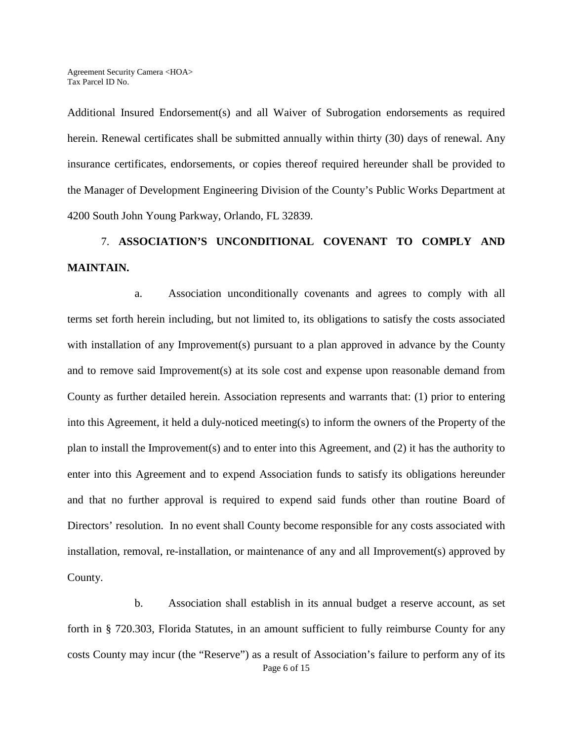Additional Insured Endorsement(s) and all Waiver of Subrogation endorsements as required herein. Renewal certificates shall be submitted annually within thirty (30) days of renewal. Any insurance certificates, endorsements, or copies thereof required hereunder shall be provided to the Manager of Development Engineering Division of the County's Public Works Department at 4200 South John Young Parkway, Orlando, FL 32839.

7. **ASSOCIATION'S UNCONDITIONAL COVENANT TO COMPLY AND MAINTAIN.**

a. Association unconditionally covenants and agrees to comply with all terms set forth herein including, but not limited to, its obligations to satisfy the costs associated with installation of any Improvement(s) pursuant to a plan approved in advance by the County and to remove said Improvement(s) at its sole cost and expense upon reasonable demand from County as further detailed herein. Association represents and warrants that: (1) prior to entering into this Agreement, it held a duly-noticed meeting(s) to inform the owners of the Property of the plan to install the Improvement(s) and to enter into this Agreement, and (2) it has the authority to enter into this Agreement and to expend Association funds to satisfy its obligations hereunder and that no further approval is required to expend said funds other than routine Board of Directors' resolution. In no event shall County become responsible for any costs associated with installation, removal, re-installation, or maintenance of any and all Improvement(s) approved by County.

b. Association shall establish in its annual budget a reserve account, as set forth in § 720.303, Florida Statutes, in an amount sufficient to fully reimburse County for any costs County may incur (the "Reserve") as a result of Association's failure to perform any of its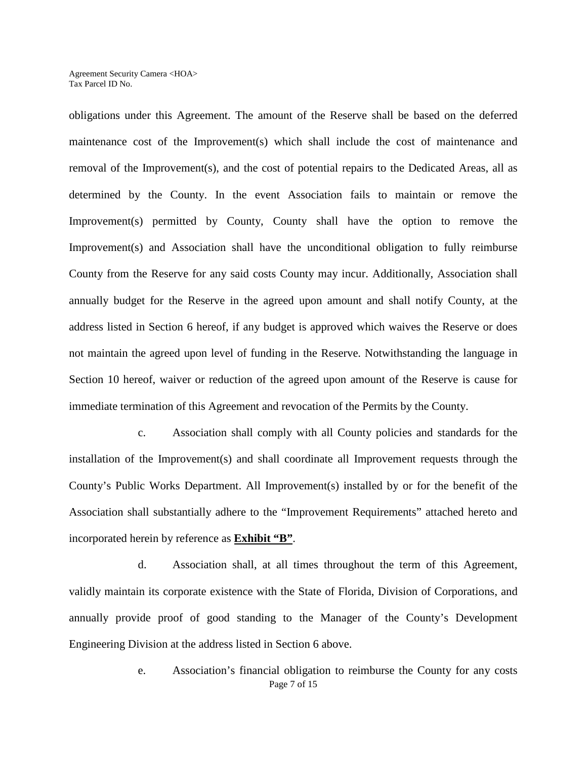obligations under this Agreement. The amount of the Reserve shall be based on the deferred maintenance cost of the Improvement(s) which shall include the cost of maintenance and removal of the Improvement(s), and the cost of potential repairs to the Dedicated Areas, all as determined by the County. In the event Association fails to maintain or remove the Improvement(s) permitted by County, County shall have the option to remove the Improvement(s) and Association shall have the unconditional obligation to fully reimburse County from the Reserve for any said costs County may incur. Additionally, Association shall annually budget for the Reserve in the agreed upon amount and shall notify County, at the address listed in Section 6 hereof, if any budget is approved which waives the Reserve or does not maintain the agreed upon level of funding in the Reserve. Notwithstanding the language in Section 10 hereof, waiver or reduction of the agreed upon amount of the Reserve is cause for immediate termination of this Agreement and revocation of the Permits by the County.

c. Association shall comply with all County policies and standards for the installation of the Improvement(s) and shall coordinate all Improvement requests through the County's Public Works Department. All Improvement(s) installed by or for the benefit of the Association shall substantially adhere to the "Improvement Requirements" attached hereto and incorporated herein by reference as **Exhibit "B"**.

d. Association shall, at all times throughout the term of this Agreement, validly maintain its corporate existence with the State of Florida, Division of Corporations, and annually provide proof of good standing to the Manager of the County's Development Engineering Division at the address listed in Section 6 above.

e. Association's financial obligation to reimburse the County for any costs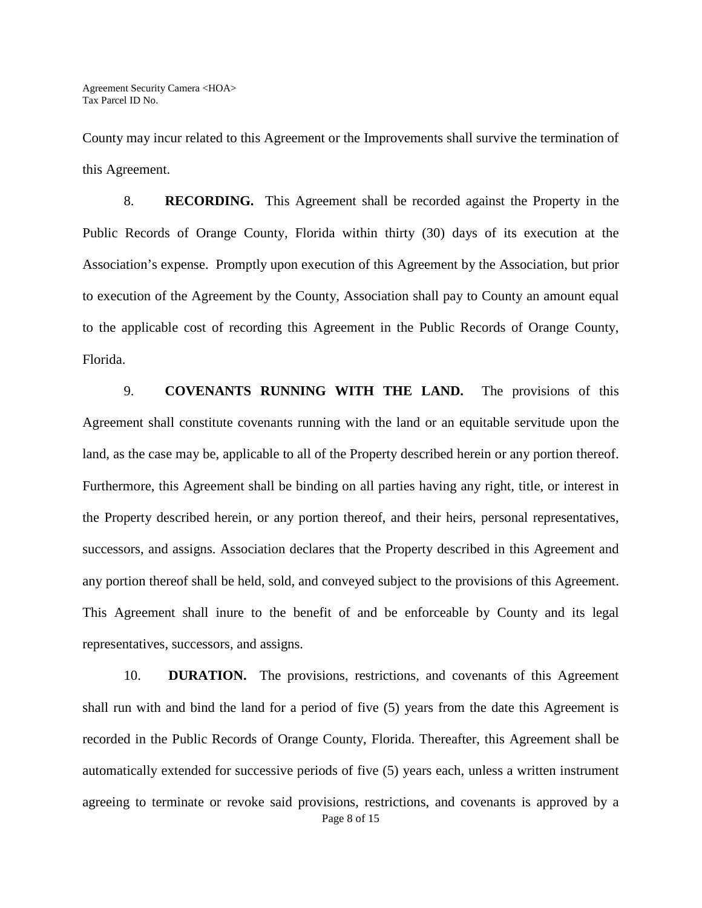County may incur related to this Agreement or the Improvements shall survive the termination of this Agreement.

8. **RECORDING.** This Agreement shall be recorded against the Property in the Public Records of Orange County, Florida within thirty (30) days of its execution at the Association's expense. Promptly upon execution of this Agreement by the Association, but prior to execution of the Agreement by the County, Association shall pay to County an amount equal to the applicable cost of recording this Agreement in the Public Records of Orange County, Florida.

9. **COVENANTS RUNNING WITH THE LAND.** The provisions of this Agreement shall constitute covenants running with the land or an equitable servitude upon the land, as the case may be, applicable to all of the Property described herein or any portion thereof. Furthermore, this Agreement shall be binding on all parties having any right, title, or interest in the Property described herein, or any portion thereof, and their heirs, personal representatives, successors, and assigns. Association declares that the Property described in this Agreement and any portion thereof shall be held, sold, and conveyed subject to the provisions of this Agreement. This Agreement shall inure to the benefit of and be enforceable by County and its legal representatives, successors, and assigns.

10. **DURATION.** The provisions, restrictions, and covenants of this Agreement shall run with and bind the land for a period of five (5) years from the date this Agreement is recorded in the Public Records of Orange County, Florida. Thereafter, this Agreement shall be automatically extended for successive periods of five (5) years each, unless a written instrument agreeing to terminate or revoke said provisions, restrictions, and covenants is approved by a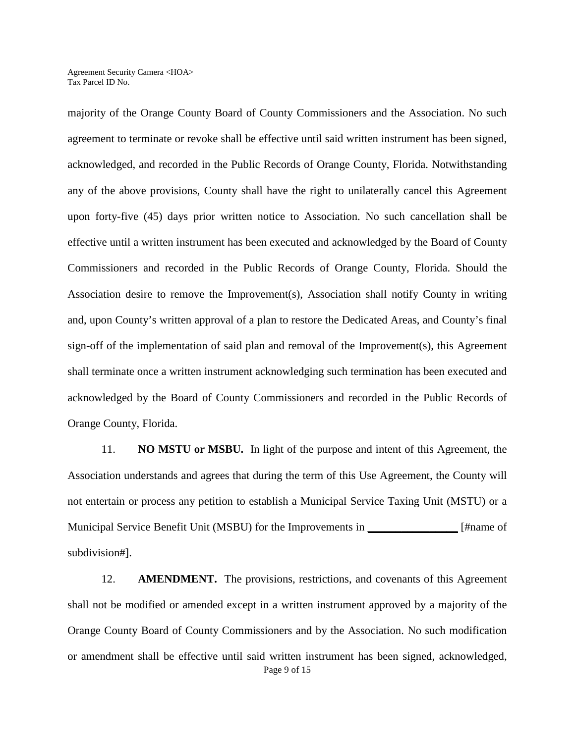majority of the Orange County Board of County Commissioners and the Association. No such agreement to terminate or revoke shall be effective until said written instrument has been signed, acknowledged, and recorded in the Public Records of Orange County, Florida. Notwithstanding any of the above provisions, County shall have the right to unilaterally cancel this Agreement upon forty-five (45) days prior written notice to Association. No such cancellation shall be effective until a written instrument has been executed and acknowledged by the Board of County Commissioners and recorded in the Public Records of Orange County, Florida. Should the Association desire to remove the Improvement(s), Association shall notify County in writing and, upon County's written approval of a plan to restore the Dedicated Areas, and County's final sign-off of the implementation of said plan and removal of the Improvement(s), this Agreement shall terminate once a written instrument acknowledging such termination has been executed and acknowledged by the Board of County Commissioners and recorded in the Public Records of Orange County, Florida.

11. **NO MSTU or MSBU.** In light of the purpose and intent of this Agreement, the Association understands and agrees that during the term of this Use Agreement, the County will not entertain or process any petition to establish a Municipal Service Taxing Unit (MSTU) or a Municipal Service Benefit Unit (MSBU) for the Improvements in ________________ [#name of subdivision#].

12. **AMENDMENT.** The provisions, restrictions, and covenants of this Agreement shall not be modified or amended except in a written instrument approved by a majority of the Orange County Board of County Commissioners and by the Association. No such modification or amendment shall be effective until said written instrument has been signed, acknowledged,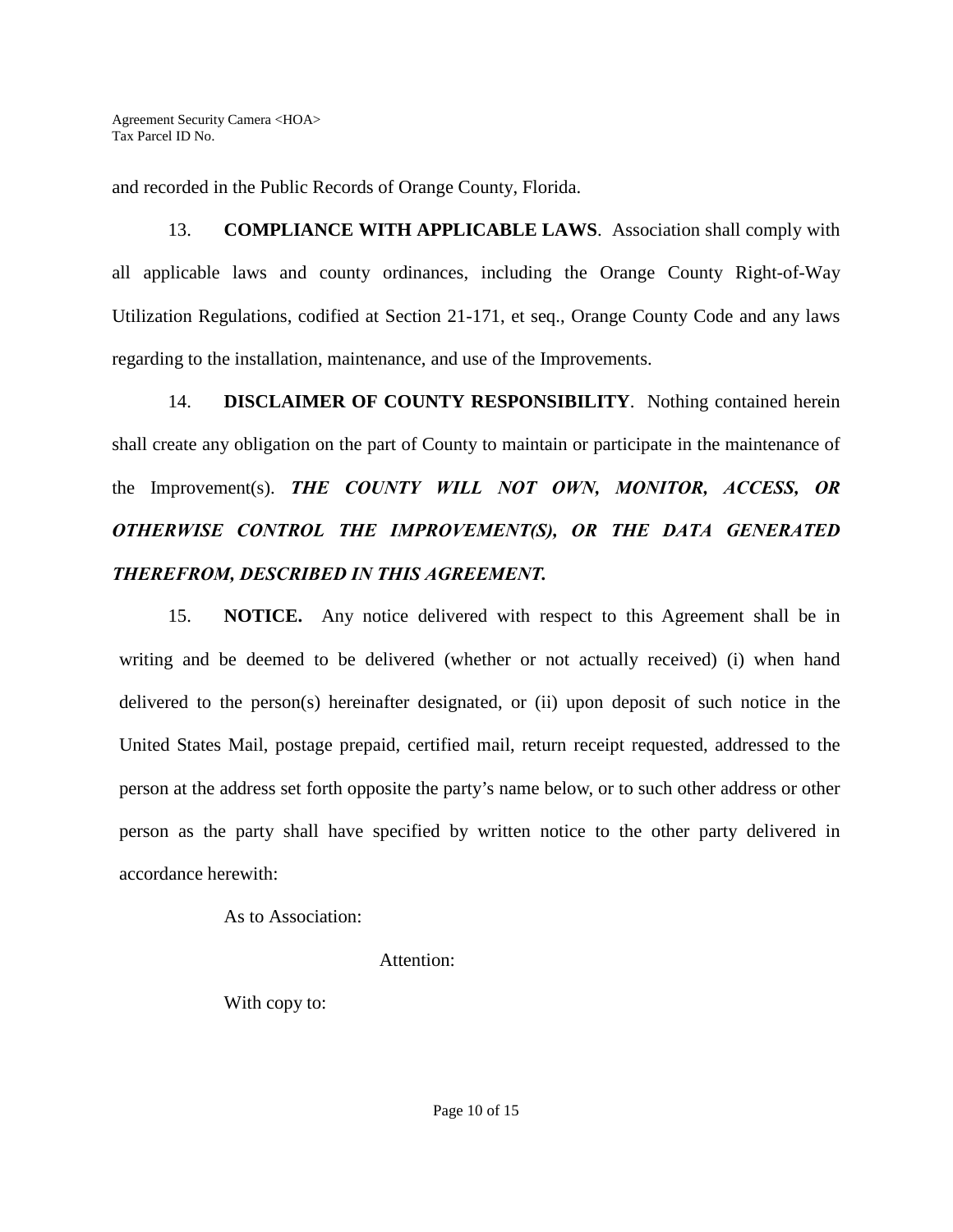and recorded in the Public Records of Orange County, Florida.

13. **COMPLIANCE WITH APPLICABLE LAWS**. Association shall comply with all applicable laws and county ordinances, including the Orange County Right-of-Way Utilization Regulations, codified at Section 21-171, et seq., Orange County Code and any laws regarding to the installation, maintenance, and use of the Improvements.

14. **DISCLAIMER OF COUNTY RESPONSIBILITY**. Nothing contained herein shall create any obligation on the part of County to maintain or participate in the maintenance of the Improvement(s). ***THE COUNTY WILL NOT OWN, MONITOR, ACCESS, OR OTHERWISE CONTROL THE IMPROVEMENT(S), OR THE DATA GENERATED THEREFROM, DESCRIBED IN THIS AGREEMENT.***

15. **NOTICE.** Any notice delivered with respect to this Agreement shall be in writing and be deemed to be delivered (whether or not actually received) (i) when hand delivered to the person(s) hereinafter designated, or (ii) upon deposit of such notice in the United States Mail, postage prepaid, certified mail, return receipt requested, addressed to the person at the address set forth opposite the party's name below, or to such other address or other person as the party shall have specified by written notice to the other party delivered in accordance herewith:

As to Association:

Attention:

With copy to: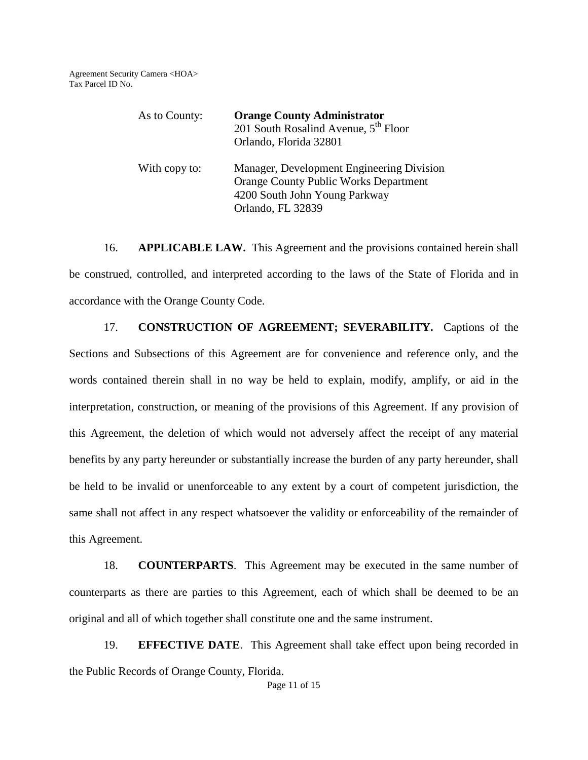As to County: **Orange County Administrator**
201 South Rosalind Avenue, 5th Floor
Orlando, Florida 32801

With copy to: Manager, Development Engineering Division
Orange County Public Works Department
4200 South John Young Parkway
Orlando, FL 32839

16. **APPLICABLE LAW.** This Agreement and the provisions contained herein shall be construed, controlled, and interpreted according to the laws of the State of Florida and in accordance with the Orange County Code.

17. **CONSTRUCTION OF AGREEMENT; SEVERABILITY.** Captions of the Sections and Subsections of this Agreement are for convenience and reference only, and the words contained therein shall in no way be held to explain, modify, amplify, or aid in the interpretation, construction, or meaning of the provisions of this Agreement. If any provision of this Agreement, the deletion of which would not adversely affect the receipt of any material benefits by any party hereunder or substantially increase the burden of any party hereunder, shall be held to be invalid or unenforceable to any extent by a court of competent jurisdiction, the same shall not affect in any respect whatsoever the validity or enforceability of the remainder of this Agreement.

18. **COUNTERPARTS**. This Agreement may be executed in the same number of counterparts as there are parties to this Agreement, each of which shall be deemed to be an original and all of which together shall constitute one and the same instrument.

19. **EFFECTIVE DATE**. This Agreement shall take effect upon being recorded in the Public Records of Orange County, Florida.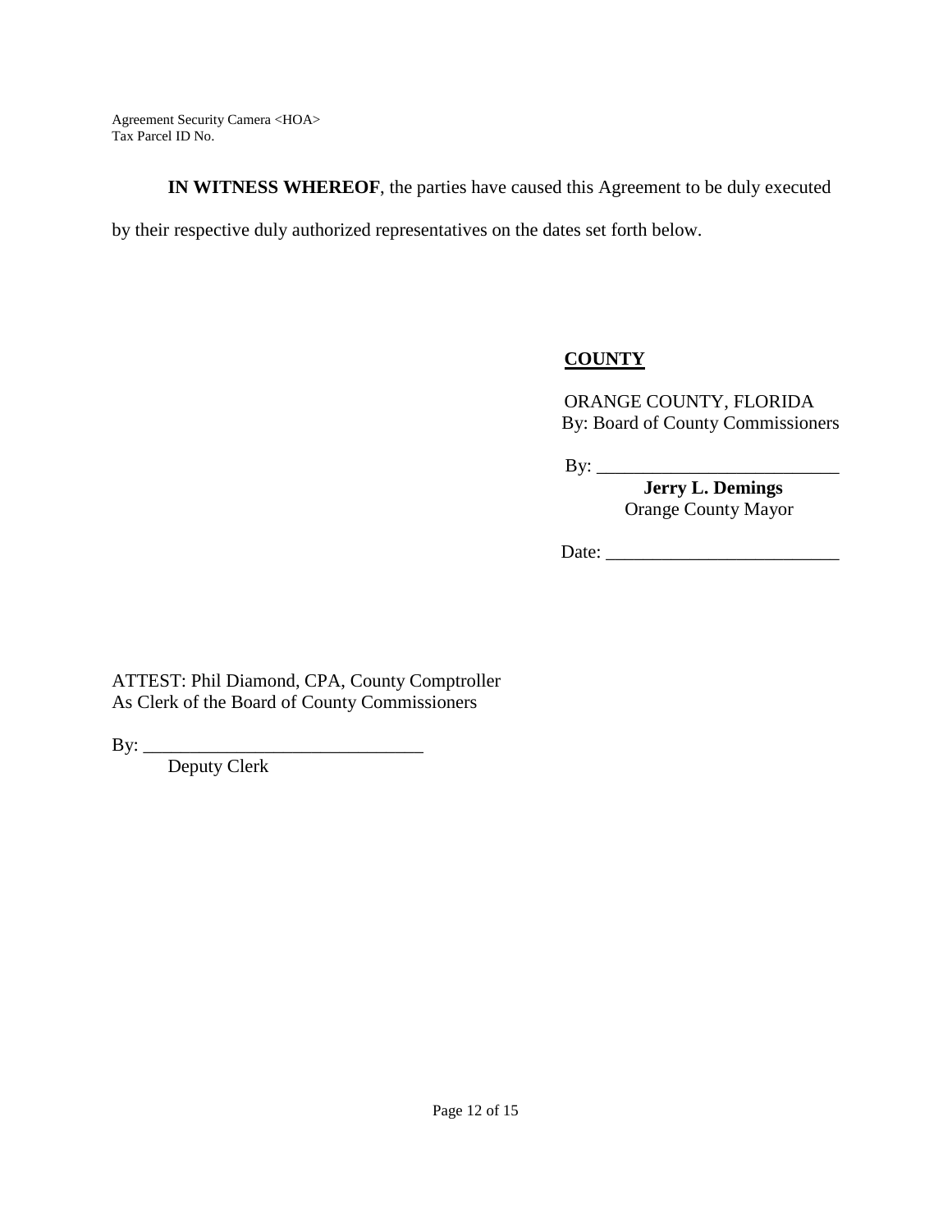**IN WITNESS WHEREOF**, the parties have caused this Agreement to be duly executed by their respective duly authorized representatives on the dates set forth below.

**COUNTY**

ORANGE COUNTY, FLORIDA
By: Board of County Commissioners

By: ___________________________
**Jerry L. Demings**
Orange County Mayor

Date: _________________________

ATTEST: Phil Diamond, CPA, County Comptroller
As Clerk of the Board of County Commissioners

By: ______________________________
Deputy Clerk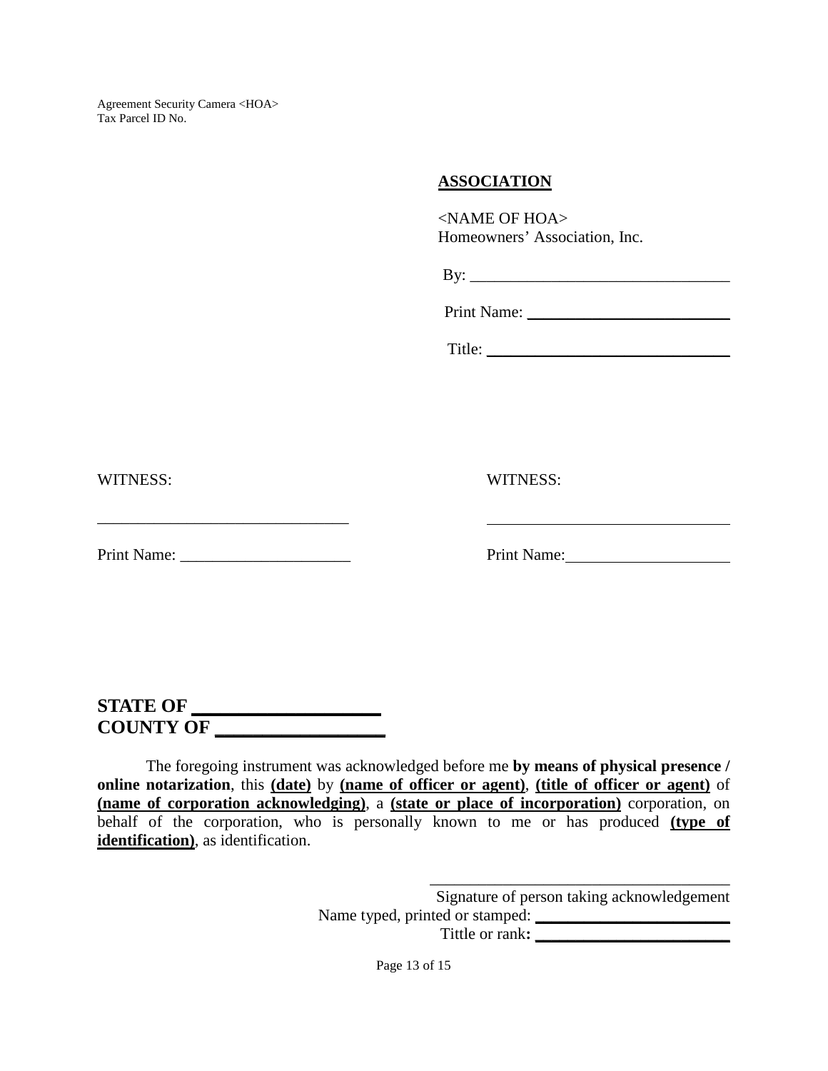**<u>ASSOCIATION</u>**

<NAME OF HOA>
Homeowners' Association, Inc.

By: ________________________________

Print Name: __________________________

Title: _______________________________

WITNESS: ______________________________

Print Name: _____________________

WITNESS: ______________________________

Print Name: _____________________

**STATE OF ____________________**
**COUNTY OF __________________**

The foregoing instrument was acknowledged before me **by means of physical presence / online notarization**, this **<u>(date)</u>** by **<u>(name of officer or agent)</u>**, **<u>(title of officer or agent)</u>** of **<u>(name of corporation acknowledging)</u>**, a **<u>(state or place of incorporation)</u>** corporation, on behalf of the corporation, who is personally known to me or has produced **<u>(type of identification)</u>**, as identification.

_____________________________________
Signature of person taking acknowledgement
Name typed, printed or stamped: ________________________
Tittle or rank**:** ________________________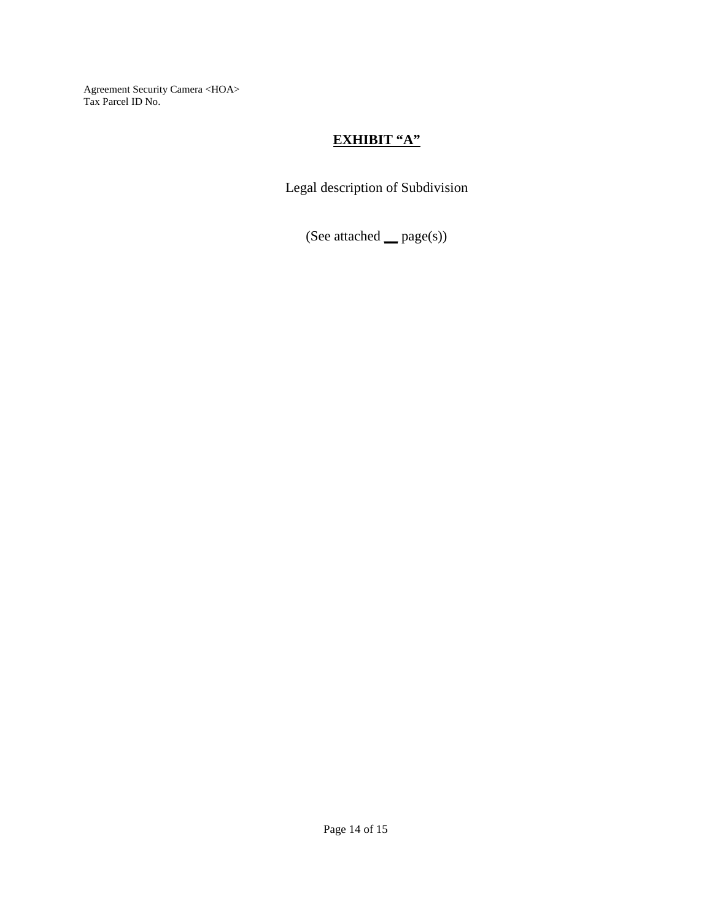# **EXHIBIT "A"**

Legal description of Subdivision

(See attached __ page(s))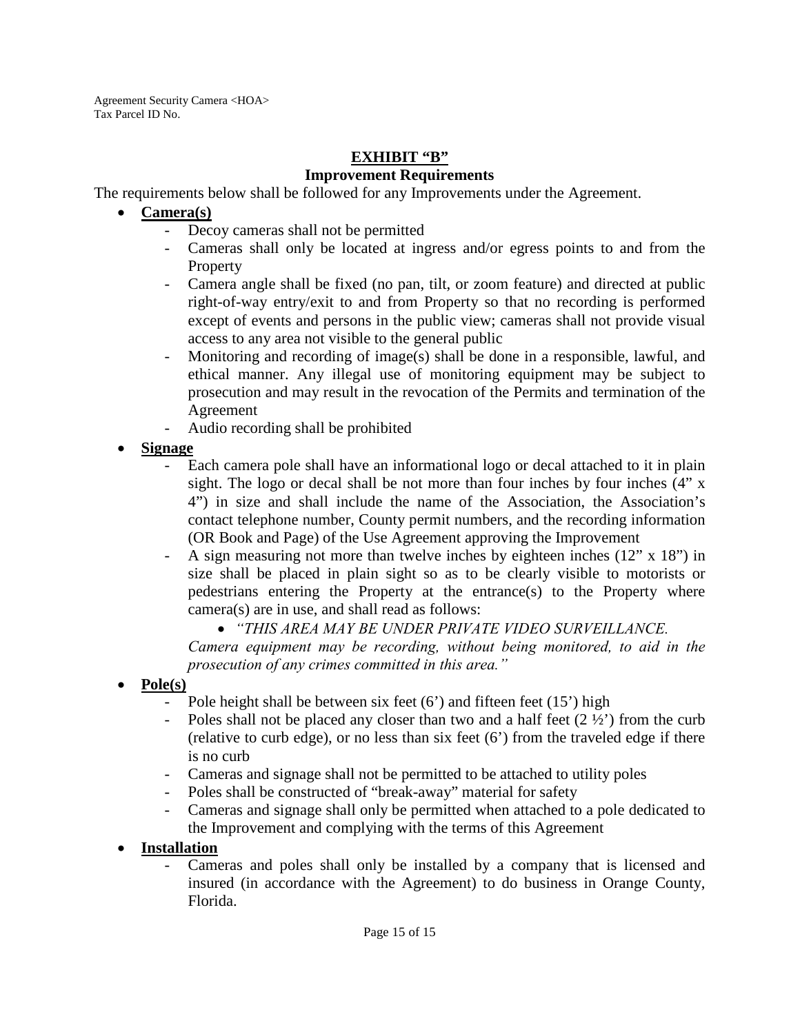## EXHIBIT "B"

### Improvement Requirements

The requirements below shall be followed for any Improvements under the Agreement.

- **Camera(s)**
  - Decoy cameras shall not be permitted
  - Cameras shall only be located at ingress and/or egress points to and from the Property
  - Camera angle shall be fixed (no pan, tilt, or zoom feature) and directed at public right-of-way entry/exit to and from Property so that no recording is performed except of events and persons in the public view; cameras shall not provide visual access to any area not visible to the general public
  - Monitoring and recording of image(s) shall be done in a responsible, lawful, and ethical manner. Any illegal use of monitoring equipment may be subject to prosecution and may result in the revocation of the Permits and termination of the Agreement
  - Audio recording shall be prohibited
- **Signage**
  - Each camera pole shall have an informational logo or decal attached to it in plain sight. The logo or decal shall be not more than four inches by four inches (4" x 4") in size and shall include the name of the Association, the Association's contact telephone number, County permit numbers, and the recording information (OR Book and Page) of the Use Agreement approving the Improvement
  - A sign measuring not more than twelve inches by eighteen inches (12" x 18") in size shall be placed in plain sight so as to be clearly visible to motorists or pedestrians entering the Property at the entrance(s) to the Property where camera(s) are in use, and shall read as follows:
    - *"THIS AREA MAY BE UNDER PRIVATE VIDEO SURVEILLANCE.*

    *Camera equipment may be recording, without being monitored, to aid in the prosecution of any crimes committed in this area."*
- **Pole(s)**
  - Pole height shall be between six feet (6') and fifteen feet (15') high
  - Poles shall not be placed any closer than two and a half feet (2 ½') from the curb (relative to curb edge), or no less than six feet (6') from the traveled edge if there is no curb
  - Cameras and signage shall not be permitted to be attached to utility poles
  - Poles shall be constructed of "break-away" material for safety
  - Cameras and signage shall only be permitted when attached to a pole dedicated to the Improvement and complying with the terms of this Agreement
- **Installation**
  - Cameras and poles shall only be installed by a company that is licensed and insured (in accordance with the Agreement) to do business in Orange County, Florida.